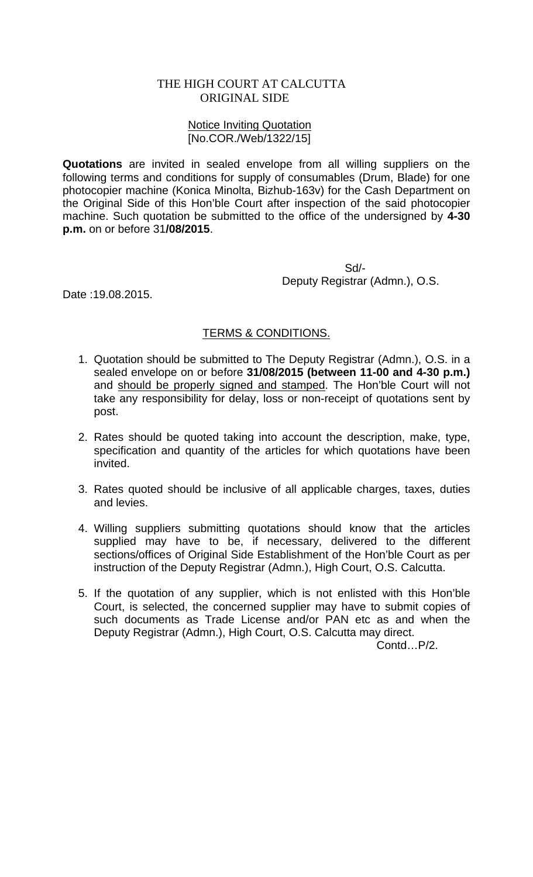# THE HIGH COURT AT CALCUTTA
## ORIGINAL SIDE

Notice Inviting Quotation
[No.COR./Web/1322/15]

**Quotations** are invited in sealed envelope from all willing suppliers on the following terms and conditions for supply of consumables (Drum, Blade) for one photocopier machine (Konica Minolta, Bizhub-163v) for the Cash Department on the Original Side of this Hon'ble Court after inspection of the said photocopier machine. Such quotation be submitted to the office of the undersigned by **4-30 p.m.** on or before 31**/08/2015**.

Sd/-
Deputy Registrar (Admn.), O.S.

Date :19.08.2015.

## TERMS & CONDITIONS.

1. Quotation should be submitted to The Deputy Registrar (Admn.), O.S. in a sealed envelope on or before **31/08/2015 (between 11-00 and 4-30 p.m.)** and should be properly signed and stamped. The Hon'ble Court will not take any responsibility for delay, loss or non-receipt of quotations sent by post.

2. Rates should be quoted taking into account the description, make, type, specification and quantity of the articles for which quotations have been invited.

3. Rates quoted should be inclusive of all applicable charges, taxes, duties and levies.

4. Willing suppliers submitting quotations should know that the articles supplied may have to be, if necessary, delivered to the different sections/offices of Original Side Establishment of the Hon'ble Court as per instruction of the Deputy Registrar (Admn.), High Court, O.S. Calcutta.

5. If the quotation of any supplier, which is not enlisted with this Hon'ble Court, is selected, the concerned supplier may have to submit copies of such documents as Trade License and/or PAN etc as and when the Deputy Registrar (Admn.), High Court, O.S. Calcutta may direct.

Contd…P/2.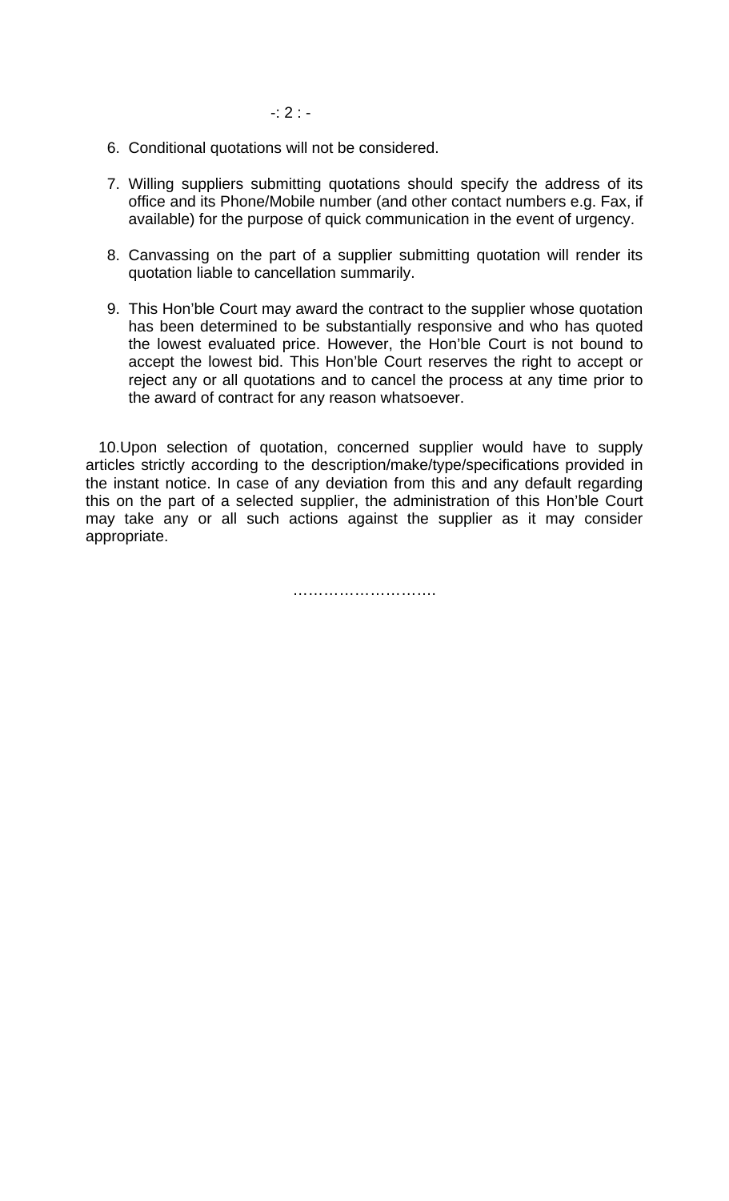6. Conditional quotations will not be considered.

7. Willing suppliers submitting quotations should specify the address of its office and its Phone/Mobile number (and other contact numbers e.g. Fax, if available) for the purpose of quick communication in the event of urgency.

8. Canvassing on the part of a supplier submitting quotation will render its quotation liable to cancellation summarily.

9. This Hon'ble Court may award the contract to the supplier whose quotation has been determined to be substantially responsive and who has quoted the lowest evaluated price. However, the Hon'ble Court is not bound to accept the lowest bid. This Hon'ble Court reserves the right to accept or reject any or all quotations and to cancel the process at any time prior to the award of contract for any reason whatsoever.

10. Upon selection of quotation, concerned supplier would have to supply articles strictly according to the description/make/type/specifications provided in the instant notice. In case of any deviation from this and any default regarding this on the part of a selected supplier, the administration of this Hon'ble Court may take any or all such actions against the supplier as it may consider appropriate.

……………………….